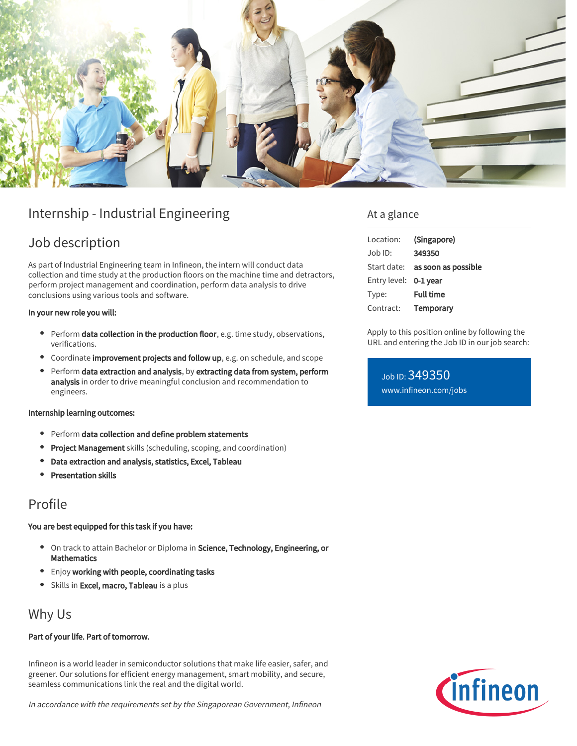# Internship - Industrial Engineering

## Job description

As part of Industrial Engineering team in Infineon, the intern will conduct data collection and time study at the production floors on the machine time and detractors, perform project management and coordination, perform data analysis to drive conclusions using various tools and software.

**In your new role you will:**

- Perform **data collection in the production floor**, e.g. time study, observations, verifications.
- Coordinate **improvement projects and follow up**, e.g. on schedule, and scope
- Perform **data extraction and analysis**, by **extracting data from system, perform analysis** in order to drive meaningful conclusion and recommendation to engineers.

**Internship learning outcomes:**

- Perform **data collection and define problem statements**
- **Project Management** skills (scheduling, scoping, and coordination)
- **Data extraction and analysis, statistics, Excel, Tableau**
- **Presentation skills**

## Profile

**You are best equipped for this task if you have:**

- On track to attain Bachelor or Diploma in **Science, Technology, Engineering, or Mathematics**
- Enjoy **working with people, coordinating tasks**
- Skills in **Excel, macro, Tableau** is a plus

## Why Us

**Part of your life. Part of tomorrow.**

Infineon is a world leader in semiconductor solutions that make life easier, safer, and greener. Our solutions for efficient energy management, smart mobility, and secure, seamless communications link the real and the digital world.

*In accordance with the requirements set by the Singaporean Government, Infineon*

## At a glance

| | |
|---|---|
| Location: | **(Singapore)** |
| Job ID: | **349350** |
| Start date: | **as soon as possible** |
| Entry level: | **0-1 year** |
| Type: | **Full time** |
| Contract: | **Temporary** |

Apply to this position online by following the URL and entering the Job ID in our job search:

Job ID: 349350
www.infineon.com/jobs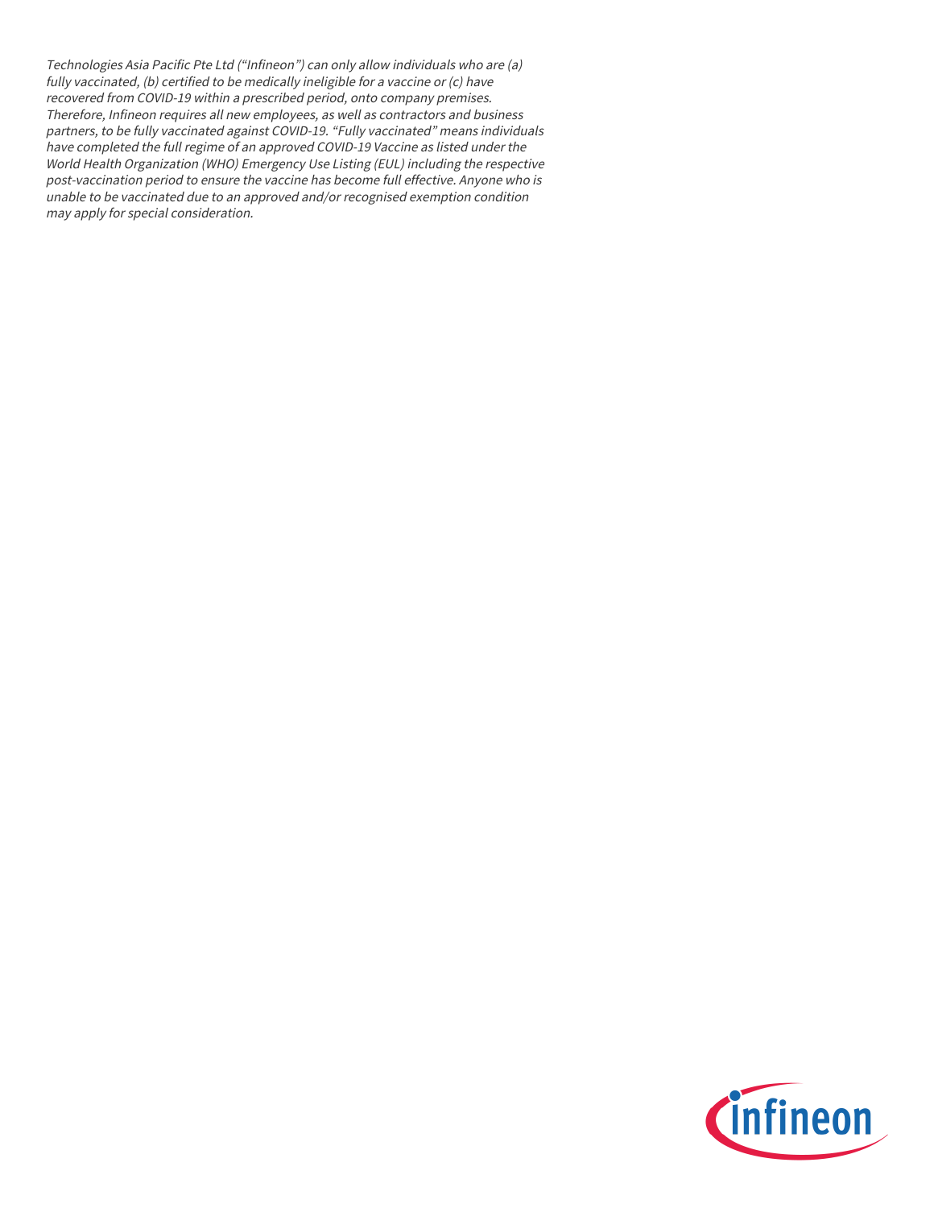*Technologies Asia Pacific Pte Ltd ("Infineon") can only allow individuals who are (a) fully vaccinated, (b) certified to be medically ineligible for a vaccine or (c) have recovered from COVID-19 within a prescribed period, onto company premises. Therefore, Infineon requires all new employees, as well as contractors and business partners, to be fully vaccinated against COVID-19. "Fully vaccinated" means individuals have completed the full regime of an approved COVID-19 Vaccine as listed under the World Health Organization (WHO) Emergency Use Listing (EUL) including the respective post-vaccination period to ensure the vaccine has become full effective. Anyone who is unable to be vaccinated due to an approved and/or recognised exemption condition may apply for special consideration.*